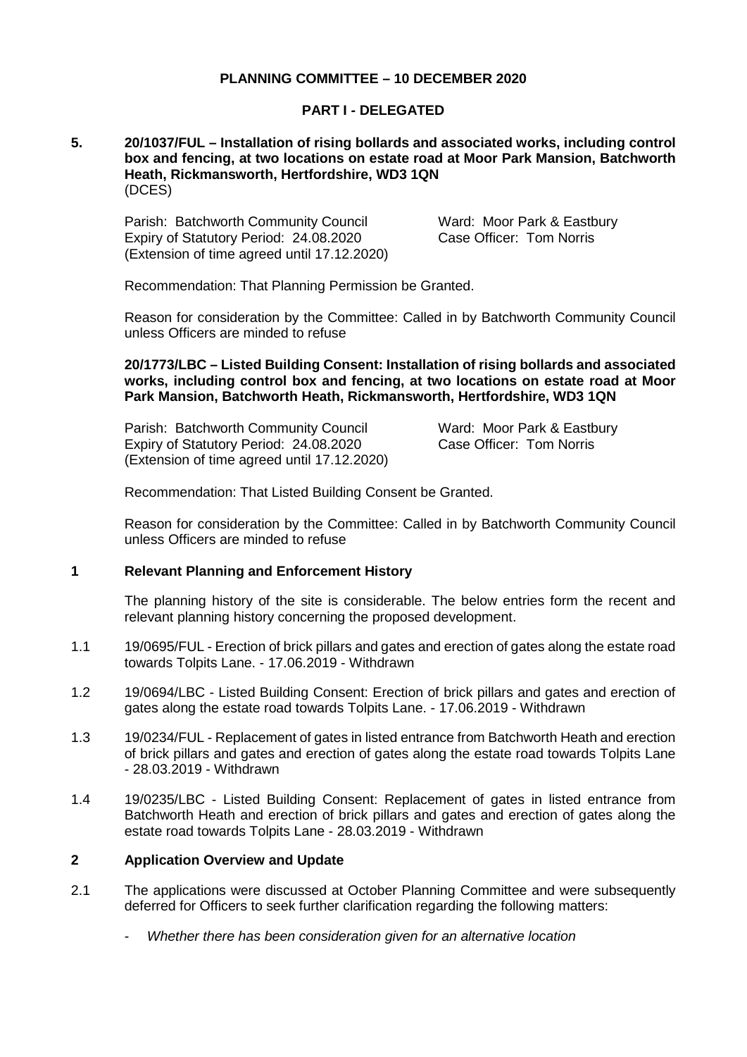**PLANNING COMMITTEE – 10 DECEMBER 2020**

**PART I - DELEGATED**

**5. 20/1037/FUL – Installation of rising bollards and associated works, including control box and fencing, at two locations on estate road at Moor Park Mansion, Batchworth Heath, Rickmansworth, Hertfordshire, WD3 1QN**
(DCES)

Parish: Batchworth Community Council
Expiry of Statutory Period: 24.08.2020
(Extension of time agreed until 17.12.2020)

Ward: Moor Park & Eastbury
Case Officer: Tom Norris

Recommendation: That Planning Permission be Granted.

Reason for consideration by the Committee: Called in by Batchworth Community Council unless Officers are minded to refuse

**20/1773/LBC – Listed Building Consent: Installation of rising bollards and associated works, including control box and fencing, at two locations on estate road at Moor Park Mansion, Batchworth Heath, Rickmansworth, Hertfordshire, WD3 1QN**

Parish: Batchworth Community Council
Expiry of Statutory Period: 24.08.2020
(Extension of time agreed until 17.12.2020)

Ward: Moor Park & Eastbury
Case Officer: Tom Norris

Recommendation: That Listed Building Consent be Granted.

Reason for consideration by the Committee: Called in by Batchworth Community Council unless Officers are minded to refuse

## 1 Relevant Planning and Enforcement History

The planning history of the site is considerable. The below entries form the recent and relevant planning history concerning the proposed development.

1.1 19/0695/FUL - Erection of brick pillars and gates and erection of gates along the estate road towards Tolpits Lane. - 17.06.2019 - Withdrawn

1.2 19/0694/LBC - Listed Building Consent: Erection of brick pillars and gates and erection of gates along the estate road towards Tolpits Lane. - 17.06.2019 - Withdrawn

1.3 19/0234/FUL - Replacement of gates in listed entrance from Batchworth Heath and erection of brick pillars and gates and erection of gates along the estate road towards Tolpits Lane - 28.03.2019 - Withdrawn

1.4 19/0235/LBC - Listed Building Consent: Replacement of gates in listed entrance from Batchworth Heath and erection of brick pillars and gates and erection of gates along the estate road towards Tolpits Lane - 28.03.2019 - Withdrawn

## 2 Application Overview and Update

2.1 The applications were discussed at October Planning Committee and were subsequently deferred for Officers to seek further clarification regarding the following matters:

- *Whether there has been consideration given for an alternative location*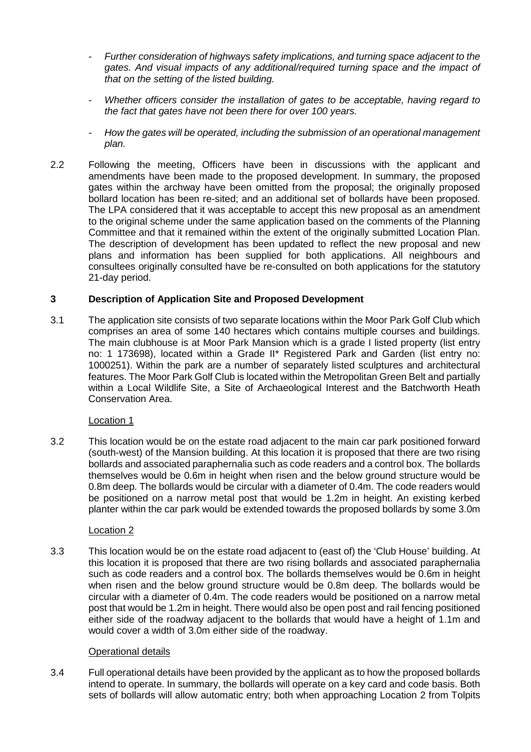- *Further consideration of highways safety implications, and turning space adjacent to the gates. And visual impacts of any additional/required turning space and the impact of that on the setting of the listed building.*

- *Whether officers consider the installation of gates to be acceptable, having regard to the fact that gates have not been there for over 100 years.*

- *How the gates will be operated, including the submission of an operational management plan.*

2.2 Following the meeting, Officers have been in discussions with the applicant and amendments have been made to the proposed development. In summary, the proposed gates within the archway have been omitted from the proposal; the originally proposed bollard location has been re-sited; and an additional set of bollards have been proposed. The LPA considered that it was acceptable to accept this new proposal as an amendment to the original scheme under the same application based on the comments of the Planning Committee and that it remained within the extent of the originally submitted Location Plan. The description of development has been updated to reflect the new proposal and new plans and information has been supplied for both applications. All neighbours and consultees originally consulted have be re-consulted on both applications for the statutory 21-day period.

## 3 Description of Application Site and Proposed Development

3.1 The application site consists of two separate locations within the Moor Park Golf Club which comprises an area of some 140 hectares which contains multiple courses and buildings. The main clubhouse is at Moor Park Mansion which is a grade I listed property (list entry no: 1 173698), located within a Grade II* Registered Park and Garden (list entry no: 1000251). Within the park are a number of separately listed sculptures and architectural features. The Moor Park Golf Club is located within the Metropolitan Green Belt and partially within a Local Wildlife Site, a Site of Archaeological Interest and the Batchworth Heath Conservation Area.

Location 1

3.2 This location would be on the estate road adjacent to the main car park positioned forward (south-west) of the Mansion building. At this location it is proposed that there are two rising bollards and associated paraphernalia such as code readers and a control box. The bollards themselves would be 0.6m in height when risen and the below ground structure would be 0.8m deep. The bollards would be circular with a diameter of 0.4m. The code readers would be positioned on a narrow metal post that would be 1.2m in height. An existing kerbed planter within the car park would be extended towards the proposed bollards by some 3.0m

Location 2

3.3 This location would be on the estate road adjacent to (east of) the 'Club House' building. At this location it is proposed that there are two rising bollards and associated paraphernalia such as code readers and a control box. The bollards themselves would be 0.6m in height when risen and the below ground structure would be 0.8m deep. The bollards would be circular with a diameter of 0.4m. The code readers would be positioned on a narrow metal post that would be 1.2m in height. There would also be open post and rail fencing positioned either side of the roadway adjacent to the bollards that would have a height of 1.1m and would cover a width of 3.0m either side of the roadway.

Operational details

3.4 Full operational details have been provided by the applicant as to how the proposed bollards intend to operate. In summary, the bollards will operate on a key card and code basis. Both sets of bollards will allow automatic entry; both when approaching Location 2 from Tolpits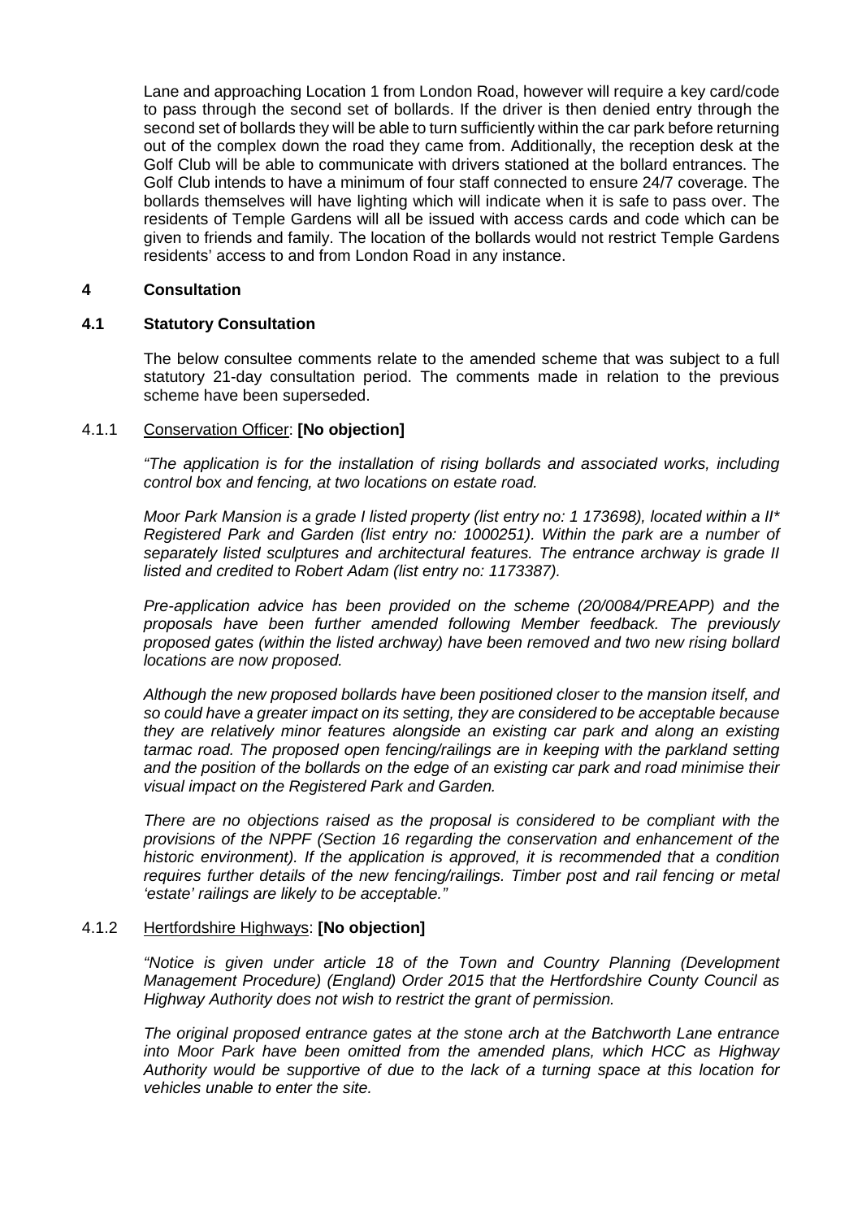Lane and approaching Location 1 from London Road, however will require a key card/code to pass through the second set of bollards. If the driver is then denied entry through the second set of bollards they will be able to turn sufficiently within the car park before returning out of the complex down the road they came from. Additionally, the reception desk at the Golf Club will be able to communicate with drivers stationed at the bollard entrances. The Golf Club intends to have a minimum of four staff connected to ensure 24/7 coverage. The bollards themselves will have lighting which will indicate when it is safe to pass over. The residents of Temple Gardens will all be issued with access cards and code which can be given to friends and family. The location of the bollards would not restrict Temple Gardens residents' access to and from London Road in any instance.

## 4 Consultation

### 4.1 Statutory Consultation

The below consultee comments relate to the amended scheme that was subject to a full statutory 21-day consultation period. The comments made in relation to the previous scheme have been superseded.

4.1.1 Conservation Officer: **[No objection]**

*"The application is for the installation of rising bollards and associated works, including control box and fencing, at two locations on estate road.*

*Moor Park Mansion is a grade I listed property (list entry no: 1 173698), located within a II* Registered Park and Garden (list entry no: 1000251). Within the park are a number of separately listed sculptures and architectural features. The entrance archway is grade II listed and credited to Robert Adam (list entry no: 1173387).*

*Pre-application advice has been provided on the scheme (20/0084/PREAPP) and the proposals have been further amended following Member feedback. The previously proposed gates (within the listed archway) have been removed and two new rising bollard locations are now proposed.*

*Although the new proposed bollards have been positioned closer to the mansion itself, and so could have a greater impact on its setting, they are considered to be acceptable because they are relatively minor features alongside an existing car park and along an existing tarmac road. The proposed open fencing/railings are in keeping with the parkland setting and the position of the bollards on the edge of an existing car park and road minimise their visual impact on the Registered Park and Garden.*

*There are no objections raised as the proposal is considered to be compliant with the provisions of the NPPF (Section 16 regarding the conservation and enhancement of the historic environment). If the application is approved, it is recommended that a condition requires further details of the new fencing/railings. Timber post and rail fencing or metal 'estate' railings are likely to be acceptable."*

4.1.2 Hertfordshire Highways: **[No objection]**

*"Notice is given under article 18 of the Town and Country Planning (Development Management Procedure) (England) Order 2015 that the Hertfordshire County Council as Highway Authority does not wish to restrict the grant of permission.*

*The original proposed entrance gates at the stone arch at the Batchworth Lane entrance into Moor Park have been omitted from the amended plans, which HCC as Highway Authority would be supportive of due to the lack of a turning space at this location for vehicles unable to enter the site.*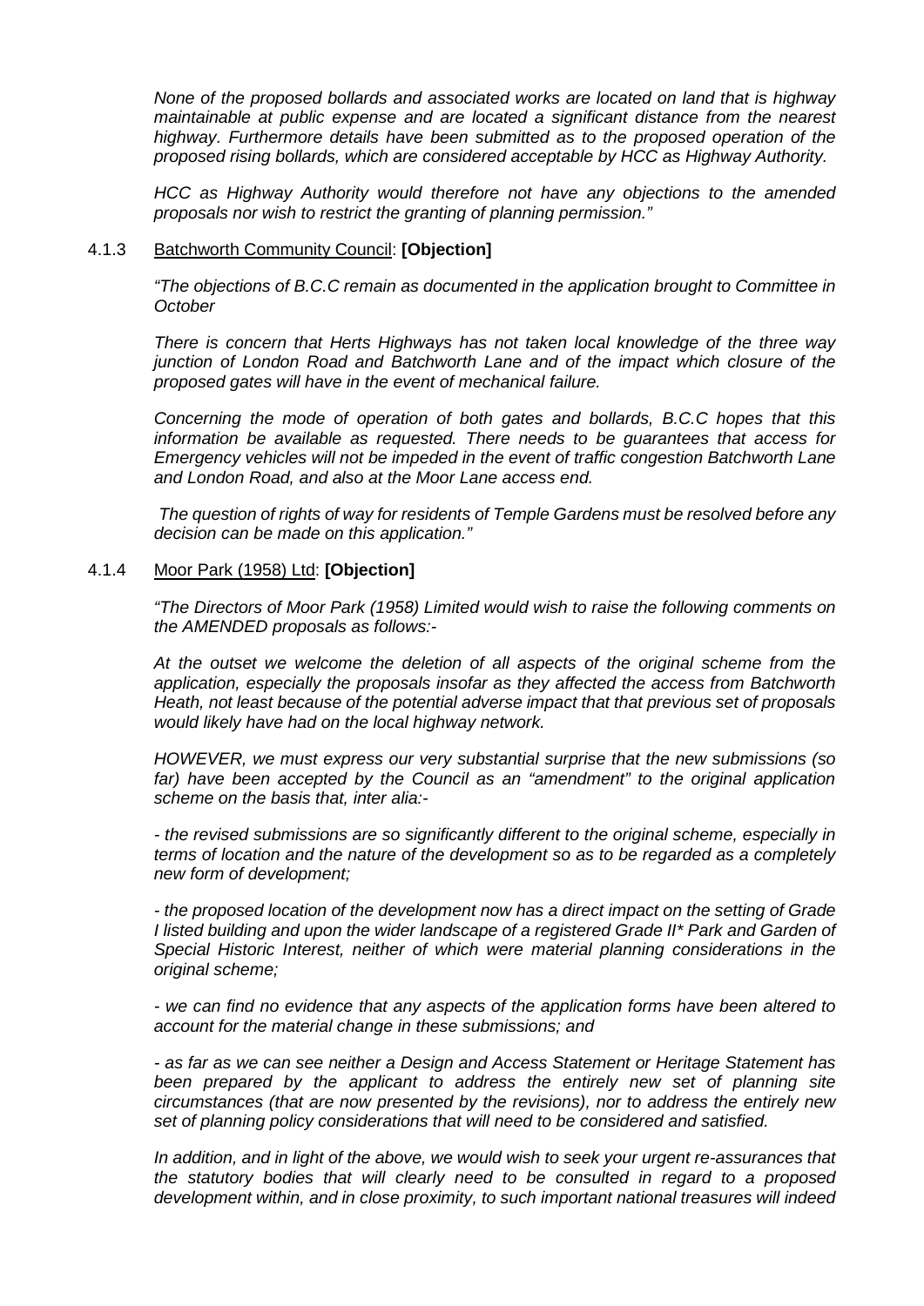*None of the proposed bollards and associated works are located on land that is highway maintainable at public expense and are located a significant distance from the nearest highway. Furthermore details have been submitted as to the proposed operation of the proposed rising bollards, which are considered acceptable by HCC as Highway Authority.*

*HCC as Highway Authority would therefore not have any objections to the amended proposals nor wish to restrict the granting of planning permission."*

4.1.3 Batchworth Community Council: **[Objection]**

*"The objections of B.C.C remain as documented in the application brought to Committee in October*

*There is concern that Herts Highways has not taken local knowledge of the three way junction of London Road and Batchworth Lane and of the impact which closure of the proposed gates will have in the event of mechanical failure.*

*Concerning the mode of operation of both gates and bollards, B.C.C hopes that this information be available as requested. There needs to be guarantees that access for Emergency vehicles will not be impeded in the event of traffic congestion Batchworth Lane and London Road, and also at the Moor Lane access end.*

*The question of rights of way for residents of Temple Gardens must be resolved before any decision can be made on this application."*

4.1.4 Moor Park (1958) Ltd: **[Objection]**

*"The Directors of Moor Park (1958) Limited would wish to raise the following comments on the AMENDED proposals as follows:-*

*At the outset we welcome the deletion of all aspects of the original scheme from the application, especially the proposals insofar as they affected the access from Batchworth Heath, not least because of the potential adverse impact that that previous set of proposals would likely have had on the local highway network.*

*HOWEVER, we must express our very substantial surprise that the new submissions (so far) have been accepted by the Council as an "amendment" to the original application scheme on the basis that, inter alia:-*

*- the revised submissions are so significantly different to the original scheme, especially in terms of location and the nature of the development so as to be regarded as a completely new form of development;*

*- the proposed location of the development now has a direct impact on the setting of Grade I listed building and upon the wider landscape of a registered Grade II\* Park and Garden of Special Historic Interest, neither of which were material planning considerations in the original scheme;*

*- we can find no evidence that any aspects of the application forms have been altered to account for the material change in these submissions; and*

*- as far as we can see neither a Design and Access Statement or Heritage Statement has been prepared by the applicant to address the entirely new set of planning site circumstances (that are now presented by the revisions), nor to address the entirely new set of planning policy considerations that will need to be considered and satisfied.*

*In addition, and in light of the above, we would wish to seek your urgent re-assurances that the statutory bodies that will clearly need to be consulted in regard to a proposed development within, and in close proximity, to such important national treasures will indeed*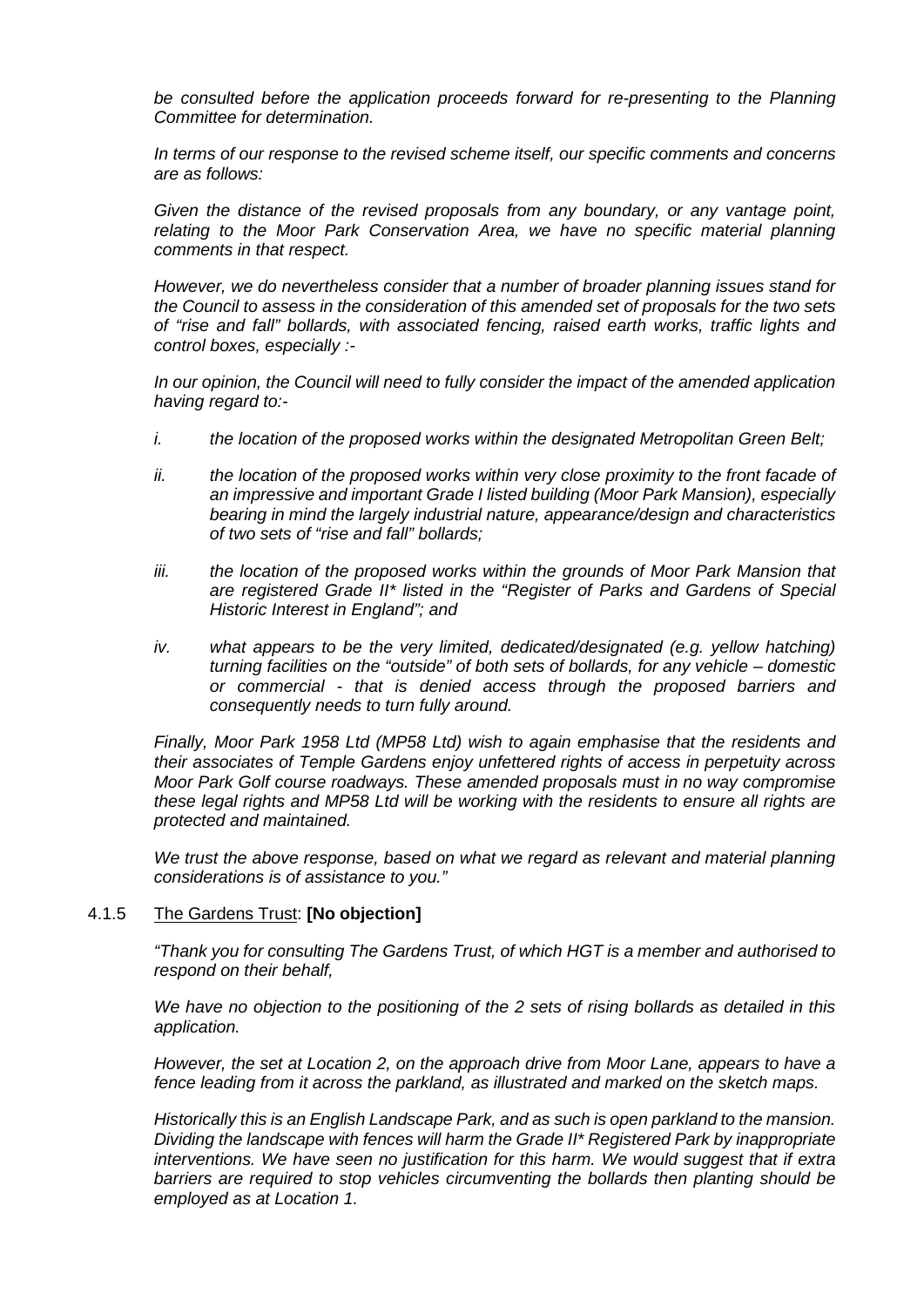*be consulted before the application proceeds forward for re-presenting to the Planning Committee for determination.*

*In terms of our response to the revised scheme itself, our specific comments and concerns are as follows:*

*Given the distance of the revised proposals from any boundary, or any vantage point, relating to the Moor Park Conservation Area, we have no specific material planning comments in that respect.*

*However, we do nevertheless consider that a number of broader planning issues stand for the Council to assess in the consideration of this amended set of proposals for the two sets of "rise and fall" bollards, with associated fencing, raised earth works, traffic lights and control boxes, especially :-*

*In our opinion, the Council will need to fully consider the impact of the amended application having regard to:-*

*i. the location of the proposed works within the designated Metropolitan Green Belt;*

*ii. the location of the proposed works within very close proximity to the front facade of an impressive and important Grade I listed building (Moor Park Mansion), especially bearing in mind the largely industrial nature, appearance/design and characteristics of two sets of "rise and fall" bollards;*

*iii. the location of the proposed works within the grounds of Moor Park Mansion that are registered Grade II\* listed in the "Register of Parks and Gardens of Special Historic Interest in England"; and*

*iv. what appears to be the very limited, dedicated/designated (e.g. yellow hatching) turning facilities on the "outside" of both sets of bollards, for any vehicle – domestic or commercial - that is denied access through the proposed barriers and consequently needs to turn fully around.*

*Finally, Moor Park 1958 Ltd (MP58 Ltd) wish to again emphasise that the residents and their associates of Temple Gardens enjoy unfettered rights of access in perpetuity across Moor Park Golf course roadways. These amended proposals must in no way compromise these legal rights and MP58 Ltd will be working with the residents to ensure all rights are protected and maintained.*

*We trust the above response, based on what we regard as relevant and material planning considerations is of assistance to you."*

4.1.5 The Gardens Trust: **[No objection]**

*"Thank you for consulting The Gardens Trust, of which HGT is a member and authorised to respond on their behalf,*

*We have no objection to the positioning of the 2 sets of rising bollards as detailed in this application.*

*However, the set at Location 2, on the approach drive from Moor Lane, appears to have a fence leading from it across the parkland, as illustrated and marked on the sketch maps.*

*Historically this is an English Landscape Park, and as such is open parkland to the mansion. Dividing the landscape with fences will harm the Grade II\* Registered Park by inappropriate interventions. We have seen no justification for this harm. We would suggest that if extra barriers are required to stop vehicles circumventing the bollards then planting should be employed as at Location 1.*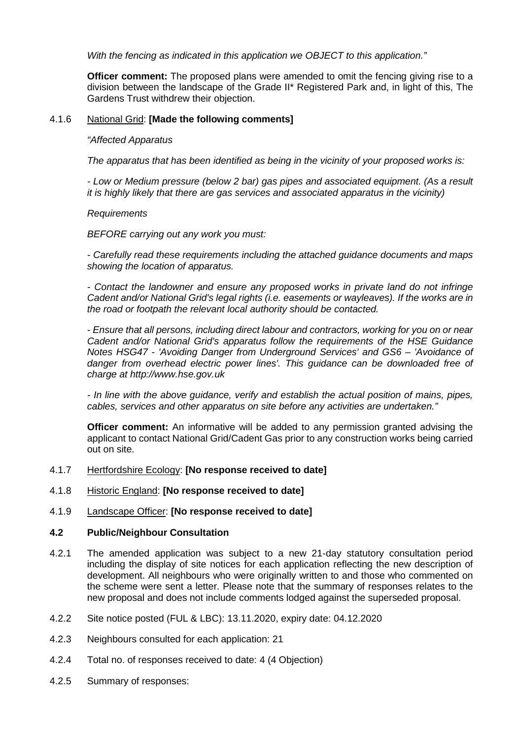*With the fencing as indicated in this application we OBJECT to this application."*

**Officer comment:** The proposed plans were amended to omit the fencing giving rise to a division between the landscape of the Grade II* Registered Park and, in light of this, The Gardens Trust withdrew their objection.

4.1.6 National Grid: **[Made the following comments]**

*"Affected Apparatus*

*The apparatus that has been identified as being in the vicinity of your proposed works is:*

*- Low or Medium pressure (below 2 bar) gas pipes and associated equipment. (As a result it is highly likely that there are gas services and associated apparatus in the vicinity)*

*Requirements*

*BEFORE carrying out any work you must:*

*- Carefully read these requirements including the attached guidance documents and maps showing the location of apparatus.*

*- Contact the landowner and ensure any proposed works in private land do not infringe Cadent and/or National Grid's legal rights (i.e. easements or wayleaves). If the works are in the road or footpath the relevant local authority should be contacted.*

*- Ensure that all persons, including direct labour and contractors, working for you on or near Cadent and/or National Grid's apparatus follow the requirements of the HSE Guidance Notes HSG47 - 'Avoiding Danger from Underground Services' and GS6 – 'Avoidance of danger from overhead electric power lines'. This guidance can be downloaded free of charge at http://www.hse.gov.uk*

*- In line with the above guidance, verify and establish the actual position of mains, pipes, cables, services and other apparatus on site before any activities are undertaken."*

**Officer comment:** An informative will be added to any permission granted advising the applicant to contact National Grid/Cadent Gas prior to any construction works being carried out on site.

4.1.7 Hertfordshire Ecology: **[No response received to date]**

4.1.8 Historic England: **[No response received to date]**

4.1.9 Landscape Officer: **[No response received to date]**

**4.2 Public/Neighbour Consultation**

4.2.1 The amended application was subject to a new 21-day statutory consultation period including the display of site notices for each application reflecting the new description of development. All neighbours who were originally written to and those who commented on the scheme were sent a letter. Please note that the summary of responses relates to the new proposal and does not include comments lodged against the superseded proposal.

4.2.2 Site notice posted (FUL & LBC): 13.11.2020, expiry date: 04.12.2020

4.2.3 Neighbours consulted for each application: 21

4.2.4 Total no. of responses received to date: 4 (4 Objection)

4.2.5 Summary of responses: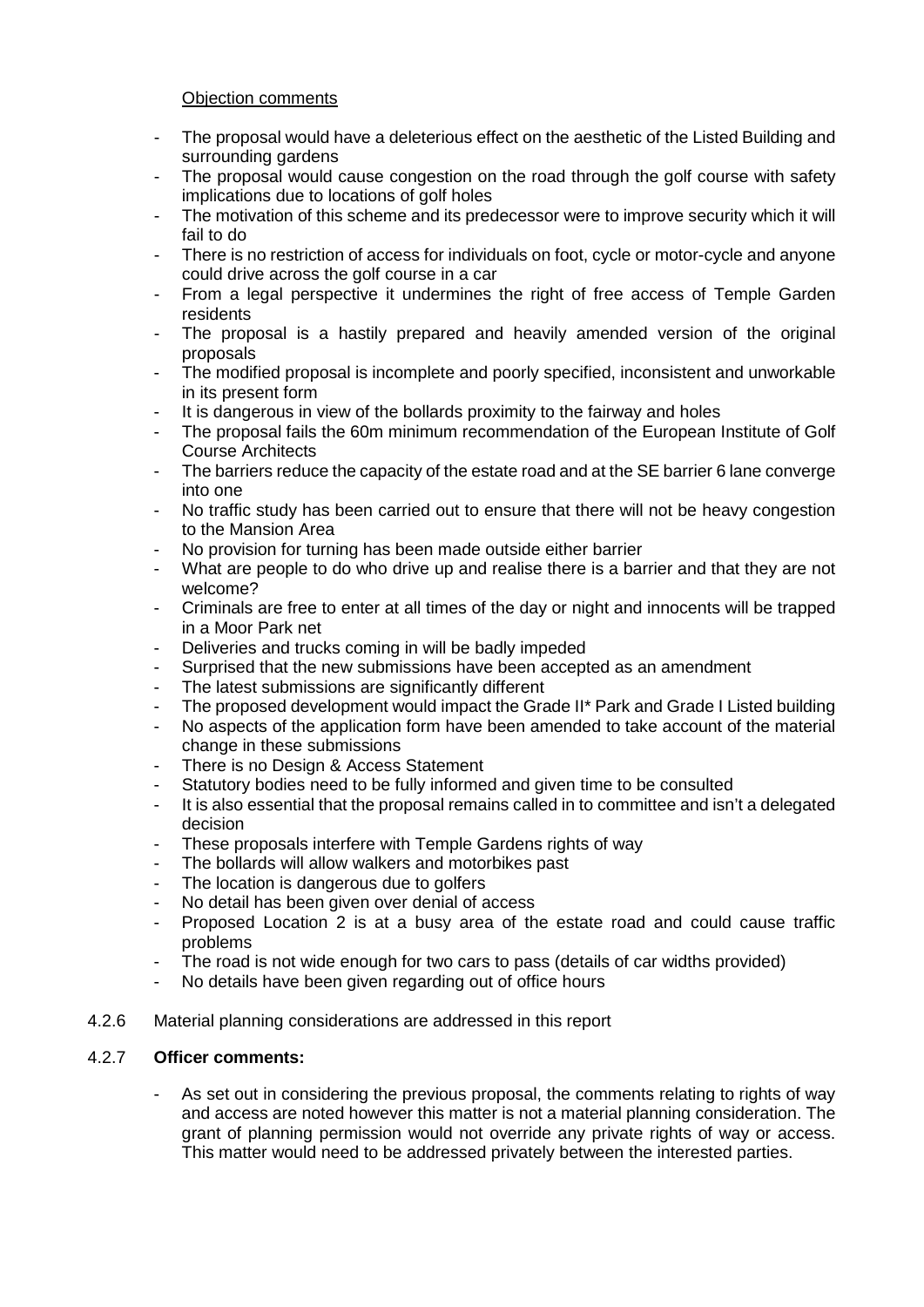Objection comments

- The proposal would have a deleterious effect on the aesthetic of the Listed Building and surrounding gardens
- The proposal would cause congestion on the road through the golf course with safety implications due to locations of golf holes
- The motivation of this scheme and its predecessor were to improve security which it will fail to do
- There is no restriction of access for individuals on foot, cycle or motor-cycle and anyone could drive across the golf course in a car
- From a legal perspective it undermines the right of free access of Temple Garden residents
- The proposal is a hastily prepared and heavily amended version of the original proposals
- The modified proposal is incomplete and poorly specified, inconsistent and unworkable in its present form
- It is dangerous in view of the bollards proximity to the fairway and holes
- The proposal fails the 60m minimum recommendation of the European Institute of Golf Course Architects
- The barriers reduce the capacity of the estate road and at the SE barrier 6 lane converge into one
- No traffic study has been carried out to ensure that there will not be heavy congestion to the Mansion Area
- No provision for turning has been made outside either barrier
- What are people to do who drive up and realise there is a barrier and that they are not welcome?
- Criminals are free to enter at all times of the day or night and innocents will be trapped in a Moor Park net
- Deliveries and trucks coming in will be badly impeded
- Surprised that the new submissions have been accepted as an amendment
- The latest submissions are significantly different
- The proposed development would impact the Grade II* Park and Grade I Listed building
- No aspects of the application form have been amended to take account of the material change in these submissions
- There is no Design & Access Statement
- Statutory bodies need to be fully informed and given time to be consulted
- It is also essential that the proposal remains called in to committee and isn't a delegated decision
- These proposals interfere with Temple Gardens rights of way
- The bollards will allow walkers and motorbikes past
- The location is dangerous due to golfers
- No detail has been given over denial of access
- Proposed Location 2 is at a busy area of the estate road and could cause traffic problems
- The road is not wide enough for two cars to pass (details of car widths provided)
- No details have been given regarding out of office hours

4.2.6 Material planning considerations are addressed in this report

4.2.7 **Officer comments:**

- As set out in considering the previous proposal, the comments relating to rights of way and access are noted however this matter is not a material planning consideration. The grant of planning permission would not override any private rights of way or access. This matter would need to be addressed privately between the interested parties.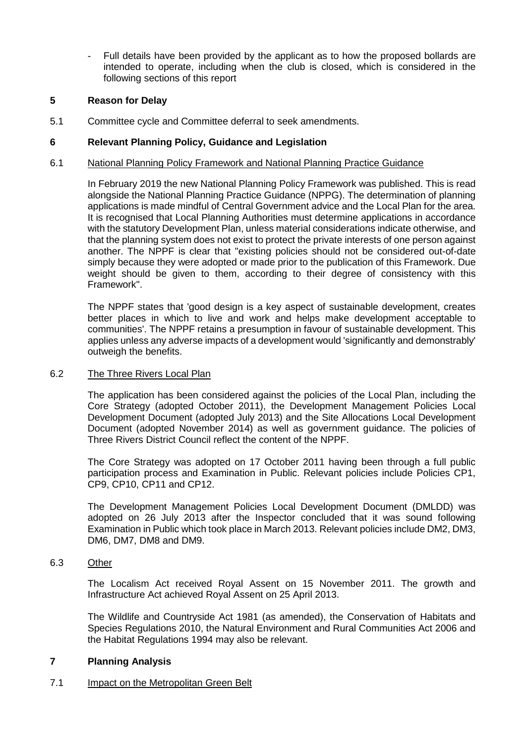- Full details have been provided by the applicant as to how the proposed bollards are intended to operate, including when the club is closed, which is considered in the following sections of this report

## 5 Reason for Delay

5.1 Committee cycle and Committee deferral to seek amendments.

## 6 Relevant Planning Policy, Guidance and Legislation

6.1 National Planning Policy Framework and National Planning Practice Guidance

In February 2019 the new National Planning Policy Framework was published. This is read alongside the National Planning Practice Guidance (NPPG). The determination of planning applications is made mindful of Central Government advice and the Local Plan for the area. It is recognised that Local Planning Authorities must determine applications in accordance with the statutory Development Plan, unless material considerations indicate otherwise, and that the planning system does not exist to protect the private interests of one person against another. The NPPF is clear that "existing policies should not be considered out-of-date simply because they were adopted or made prior to the publication of this Framework. Due weight should be given to them, according to their degree of consistency with this Framework".

The NPPF states that 'good design is a key aspect of sustainable development, creates better places in which to live and work and helps make development acceptable to communities'. The NPPF retains a presumption in favour of sustainable development. This applies unless any adverse impacts of a development would 'significantly and demonstrably' outweigh the benefits.

6.2 The Three Rivers Local Plan

The application has been considered against the policies of the Local Plan, including the Core Strategy (adopted October 2011), the Development Management Policies Local Development Document (adopted July 2013) and the Site Allocations Local Development Document (adopted November 2014) as well as government guidance. The policies of Three Rivers District Council reflect the content of the NPPF.

The Core Strategy was adopted on 17 October 2011 having been through a full public participation process and Examination in Public. Relevant policies include Policies CP1, CP9, CP10, CP11 and CP12.

The Development Management Policies Local Development Document (DMLDD) was adopted on 26 July 2013 after the Inspector concluded that it was sound following Examination in Public which took place in March 2013. Relevant policies include DM2, DM3, DM6, DM7, DM8 and DM9.

6.3 Other

The Localism Act received Royal Assent on 15 November 2011. The growth and Infrastructure Act achieved Royal Assent on 25 April 2013.

The Wildlife and Countryside Act 1981 (as amended), the Conservation of Habitats and Species Regulations 2010, the Natural Environment and Rural Communities Act 2006 and the Habitat Regulations 1994 may also be relevant.

## 7 Planning Analysis

7.1 Impact on the Metropolitan Green Belt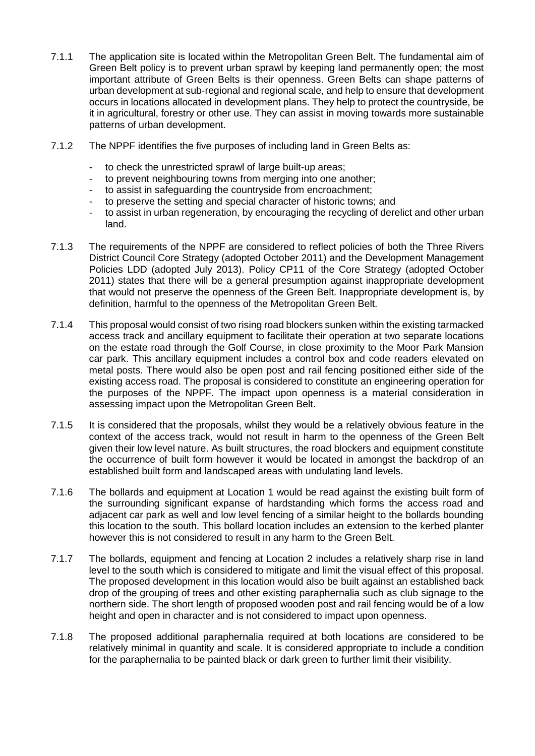7.1.1 The application site is located within the Metropolitan Green Belt. The fundamental aim of Green Belt policy is to prevent urban sprawl by keeping land permanently open; the most important attribute of Green Belts is their openness. Green Belts can shape patterns of urban development at sub-regional and regional scale, and help to ensure that development occurs in locations allocated in development plans. They help to protect the countryside, be it in agricultural, forestry or other use. They can assist in moving towards more sustainable patterns of urban development.

7.1.2 The NPPF identifies the five purposes of including land in Green Belts as:

- to check the unrestricted sprawl of large built-up areas;
- to prevent neighbouring towns from merging into one another;
- to assist in safeguarding the countryside from encroachment;
- to preserve the setting and special character of historic towns; and
- to assist in urban regeneration, by encouraging the recycling of derelict and other urban land.

7.1.3 The requirements of the NPPF are considered to reflect policies of both the Three Rivers District Council Core Strategy (adopted October 2011) and the Development Management Policies LDD (adopted July 2013). Policy CP11 of the Core Strategy (adopted October 2011) states that there will be a general presumption against inappropriate development that would not preserve the openness of the Green Belt. Inappropriate development is, by definition, harmful to the openness of the Metropolitan Green Belt.

7.1.4 This proposal would consist of two rising road blockers sunken within the existing tarmacked access track and ancillary equipment to facilitate their operation at two separate locations on the estate road through the Golf Course, in close proximity to the Moor Park Mansion car park. This ancillary equipment includes a control box and code readers elevated on metal posts. There would also be open post and rail fencing positioned either side of the existing access road. The proposal is considered to constitute an engineering operation for the purposes of the NPPF. The impact upon openness is a material consideration in assessing impact upon the Metropolitan Green Belt.

7.1.5 It is considered that the proposals, whilst they would be a relatively obvious feature in the context of the access track, would not result in harm to the openness of the Green Belt given their low level nature. As built structures, the road blockers and equipment constitute the occurrence of built form however it would be located in amongst the backdrop of an established built form and landscaped areas with undulating land levels.

7.1.6 The bollards and equipment at Location 1 would be read against the existing built form of the surrounding significant expanse of hardstanding which forms the access road and adjacent car park as well and low level fencing of a similar height to the bollards bounding this location to the south. This bollard location includes an extension to the kerbed planter however this is not considered to result in any harm to the Green Belt.

7.1.7 The bollards, equipment and fencing at Location 2 includes a relatively sharp rise in land level to the south which is considered to mitigate and limit the visual effect of this proposal. The proposed development in this location would also be built against an established back drop of the grouping of trees and other existing paraphernalia such as club signage to the northern side. The short length of proposed wooden post and rail fencing would be of a low height and open in character and is not considered to impact upon openness.

7.1.8 The proposed additional paraphernalia required at both locations are considered to be relatively minimal in quantity and scale. It is considered appropriate to include a condition for the paraphernalia to be painted black or dark green to further limit their visibility.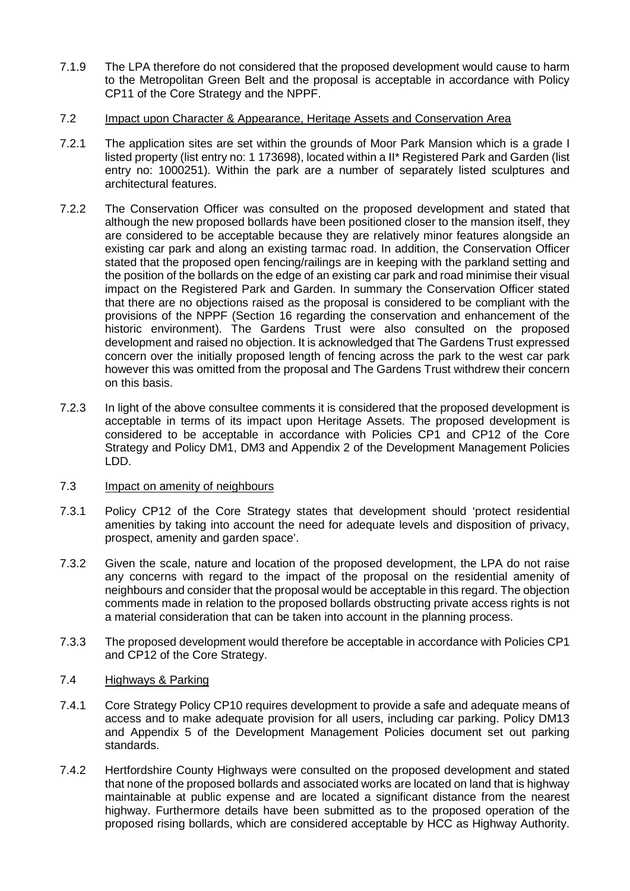7.1.9 The LPA therefore do not considered that the proposed development would cause to harm to the Metropolitan Green Belt and the proposal is acceptable in accordance with Policy CP11 of the Core Strategy and the NPPF.

7.2 <u>Impact upon Character & Appearance, Heritage Assets and Conservation Area</u>

7.2.1 The application sites are set within the grounds of Moor Park Mansion which is a grade I listed property (list entry no: 1 173698), located within a II* Registered Park and Garden (list entry no: 1000251). Within the park are a number of separately listed sculptures and architectural features.

7.2.2 The Conservation Officer was consulted on the proposed development and stated that although the new proposed bollards have been positioned closer to the mansion itself, they are considered to be acceptable because they are relatively minor features alongside an existing car park and along an existing tarmac road. In addition, the Conservation Officer stated that the proposed open fencing/railings are in keeping with the parkland setting and the position of the bollards on the edge of an existing car park and road minimise their visual impact on the Registered Park and Garden. In summary the Conservation Officer stated that there are no objections raised as the proposal is considered to be compliant with the provisions of the NPPF (Section 16 regarding the conservation and enhancement of the historic environment). The Gardens Trust were also consulted on the proposed development and raised no objection. It is acknowledged that The Gardens Trust expressed concern over the initially proposed length of fencing across the park to the west car park however this was omitted from the proposal and The Gardens Trust withdrew their concern on this basis.

7.2.3 In light of the above consultee comments it is considered that the proposed development is acceptable in terms of its impact upon Heritage Assets. The proposed development is considered to be acceptable in accordance with Policies CP1 and CP12 of the Core Strategy and Policy DM1, DM3 and Appendix 2 of the Development Management Policies LDD.

7.3 <u>Impact on amenity of neighbours</u>

7.3.1 Policy CP12 of the Core Strategy states that development should 'protect residential amenities by taking into account the need for adequate levels and disposition of privacy, prospect, amenity and garden space'.

7.3.2 Given the scale, nature and location of the proposed development, the LPA do not raise any concerns with regard to the impact of the proposal on the residential amenity of neighbours and consider that the proposal would be acceptable in this regard. The objection comments made in relation to the proposed bollards obstructing private access rights is not a material consideration that can be taken into account in the planning process.

7.3.3 The proposed development would therefore be acceptable in accordance with Policies CP1 and CP12 of the Core Strategy.

7.4 <u>Highways & Parking</u>

7.4.1 Core Strategy Policy CP10 requires development to provide a safe and adequate means of access and to make adequate provision for all users, including car parking. Policy DM13 and Appendix 5 of the Development Management Policies document set out parking standards.

7.4.2 Hertfordshire County Highways were consulted on the proposed development and stated that none of the proposed bollards and associated works are located on land that is highway maintainable at public expense and are located a significant distance from the nearest highway. Furthermore details have been submitted as to the proposed operation of the proposed rising bollards, which are considered acceptable by HCC as Highway Authority.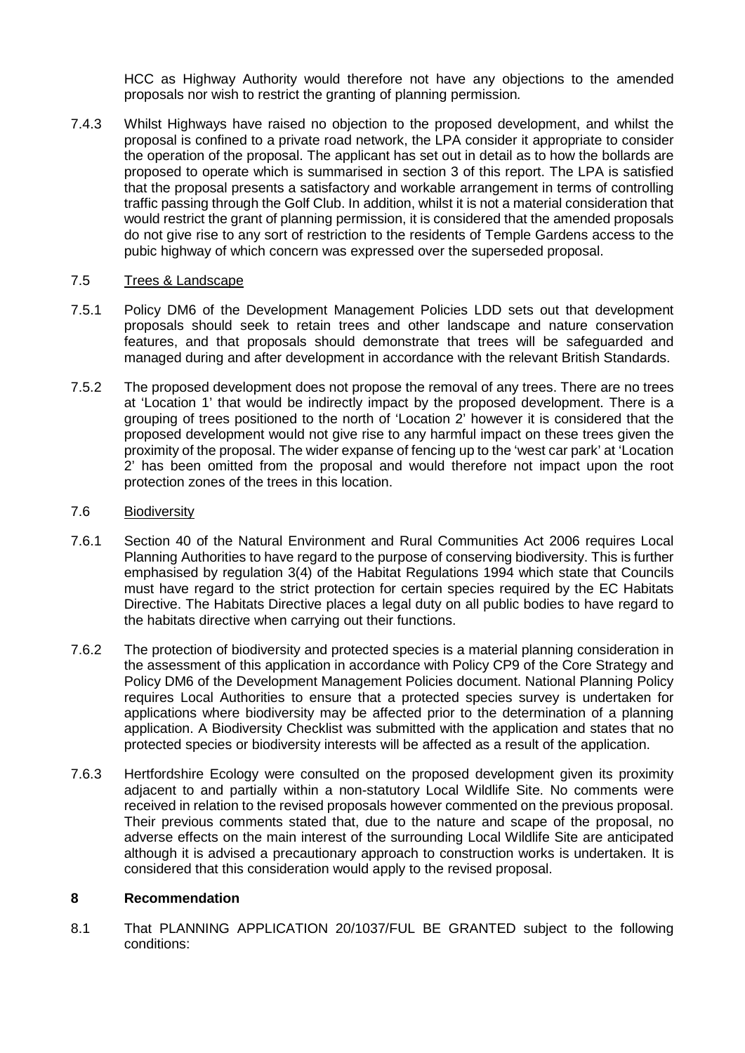HCC as Highway Authority would therefore not have any objections to the amended proposals nor wish to restrict the granting of planning permission.

7.4.3 Whilst Highways have raised no objection to the proposed development, and whilst the proposal is confined to a private road network, the LPA consider it appropriate to consider the operation of the proposal. The applicant has set out in detail as to how the bollards are proposed to operate which is summarised in section 3 of this report. The LPA is satisfied that the proposal presents a satisfactory and workable arrangement in terms of controlling traffic passing through the Golf Club. In addition, whilst it is not a material consideration that would restrict the grant of planning permission, it is considered that the amended proposals do not give rise to any sort of restriction to the residents of Temple Gardens access to the pubic highway of which concern was expressed over the superseded proposal.

7.5 Trees & Landscape

7.5.1 Policy DM6 of the Development Management Policies LDD sets out that development proposals should seek to retain trees and other landscape and nature conservation features, and that proposals should demonstrate that trees will be safeguarded and managed during and after development in accordance with the relevant British Standards.

7.5.2 The proposed development does not propose the removal of any trees. There are no trees at 'Location 1' that would be indirectly impact by the proposed development. There is a grouping of trees positioned to the north of 'Location 2' however it is considered that the proposed development would not give rise to any harmful impact on these trees given the proximity of the proposal. The wider expanse of fencing up to the 'west car park' at 'Location 2' has been omitted from the proposal and would therefore not impact upon the root protection zones of the trees in this location.

7.6 Biodiversity

7.6.1 Section 40 of the Natural Environment and Rural Communities Act 2006 requires Local Planning Authorities to have regard to the purpose of conserving biodiversity. This is further emphasised by regulation 3(4) of the Habitat Regulations 1994 which state that Councils must have regard to the strict protection for certain species required by the EC Habitats Directive. The Habitats Directive places a legal duty on all public bodies to have regard to the habitats directive when carrying out their functions.

7.6.2 The protection of biodiversity and protected species is a material planning consideration in the assessment of this application in accordance with Policy CP9 of the Core Strategy and Policy DM6 of the Development Management Policies document. National Planning Policy requires Local Authorities to ensure that a protected species survey is undertaken for applications where biodiversity may be affected prior to the determination of a planning application. A Biodiversity Checklist was submitted with the application and states that no protected species or biodiversity interests will be affected as a result of the application.

7.6.3 Hertfordshire Ecology were consulted on the proposed development given its proximity adjacent to and partially within a non-statutory Local Wildlife Site. No comments were received in relation to the revised proposals however commented on the previous proposal. Their previous comments stated that, due to the nature and scape of the proposal, no adverse effects on the main interest of the surrounding Local Wildlife Site are anticipated although it is advised a precautionary approach to construction works is undertaken. It is considered that this consideration would apply to the revised proposal.

## 8 Recommendation

8.1 That PLANNING APPLICATION 20/1037/FUL BE GRANTED subject to the following conditions: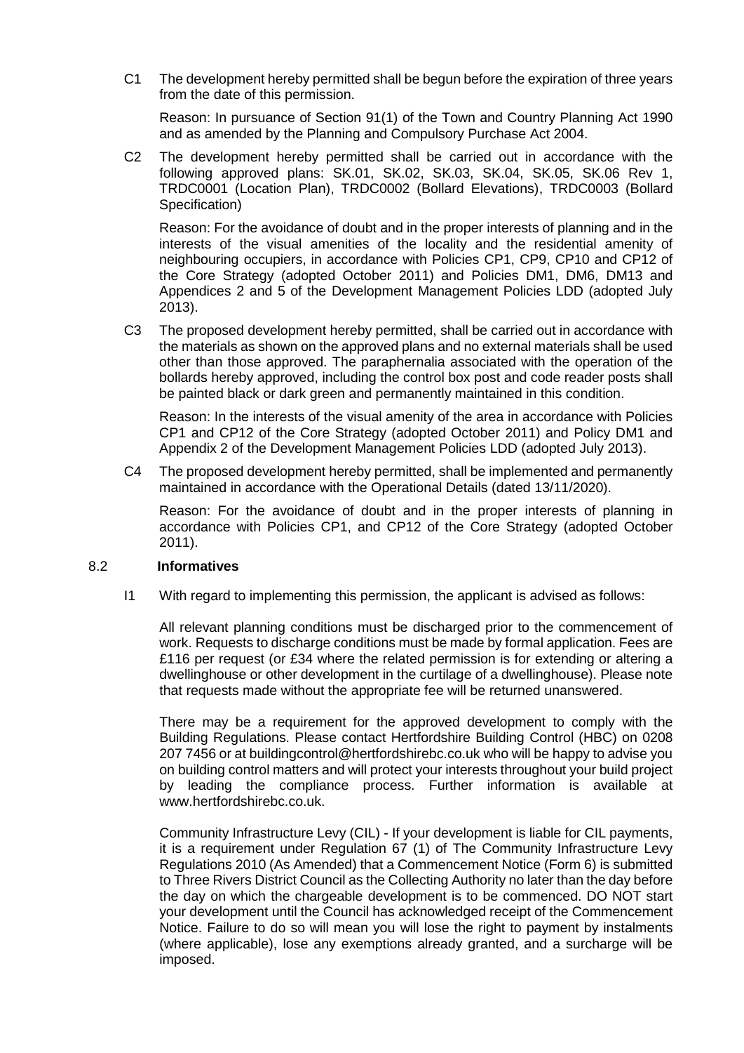C1 The development hereby permitted shall be begun before the expiration of three years from the date of this permission.

Reason: In pursuance of Section 91(1) of the Town and Country Planning Act 1990 and as amended by the Planning and Compulsory Purchase Act 2004.

C2 The development hereby permitted shall be carried out in accordance with the following approved plans: SK.01, SK.02, SK.03, SK.04, SK.05, SK.06 Rev 1, TRDC0001 (Location Plan), TRDC0002 (Bollard Elevations), TRDC0003 (Bollard Specification)

Reason: For the avoidance of doubt and in the proper interests of planning and in the interests of the visual amenities of the locality and the residential amenity of neighbouring occupiers, in accordance with Policies CP1, CP9, CP10 and CP12 of the Core Strategy (adopted October 2011) and Policies DM1, DM6, DM13 and Appendices 2 and 5 of the Development Management Policies LDD (adopted July 2013).

C3 The proposed development hereby permitted, shall be carried out in accordance with the materials as shown on the approved plans and no external materials shall be used other than those approved. The paraphernalia associated with the operation of the bollards hereby approved, including the control box post and code reader posts shall be painted black or dark green and permanently maintained in this condition.

Reason: In the interests of the visual amenity of the area in accordance with Policies CP1 and CP12 of the Core Strategy (adopted October 2011) and Policy DM1 and Appendix 2 of the Development Management Policies LDD (adopted July 2013).

C4 The proposed development hereby permitted, shall be implemented and permanently maintained in accordance with the Operational Details (dated 13/11/2020).

Reason: For the avoidance of doubt and in the proper interests of planning in accordance with Policies CP1, and CP12 of the Core Strategy (adopted October 2011).

## 8.2 Informatives

I1 With regard to implementing this permission, the applicant is advised as follows:

All relevant planning conditions must be discharged prior to the commencement of work. Requests to discharge conditions must be made by formal application. Fees are £116 per request (or £34 where the related permission is for extending or altering a dwellinghouse or other development in the curtilage of a dwellinghouse). Please note that requests made without the appropriate fee will be returned unanswered.

There may be a requirement for the approved development to comply with the Building Regulations. Please contact Hertfordshire Building Control (HBC) on 0208 207 7456 or at buildingcontrol@hertfordshirebc.co.uk who will be happy to advise you on building control matters and will protect your interests throughout your build project by leading the compliance process. Further information is available at www.hertfordshirebc.co.uk.

Community Infrastructure Levy (CIL) - If your development is liable for CIL payments, it is a requirement under Regulation 67 (1) of The Community Infrastructure Levy Regulations 2010 (As Amended) that a Commencement Notice (Form 6) is submitted to Three Rivers District Council as the Collecting Authority no later than the day before the day on which the chargeable development is to be commenced. DO NOT start your development until the Council has acknowledged receipt of the Commencement Notice. Failure to do so will mean you will lose the right to payment by instalments (where applicable), lose any exemptions already granted, and a surcharge will be imposed.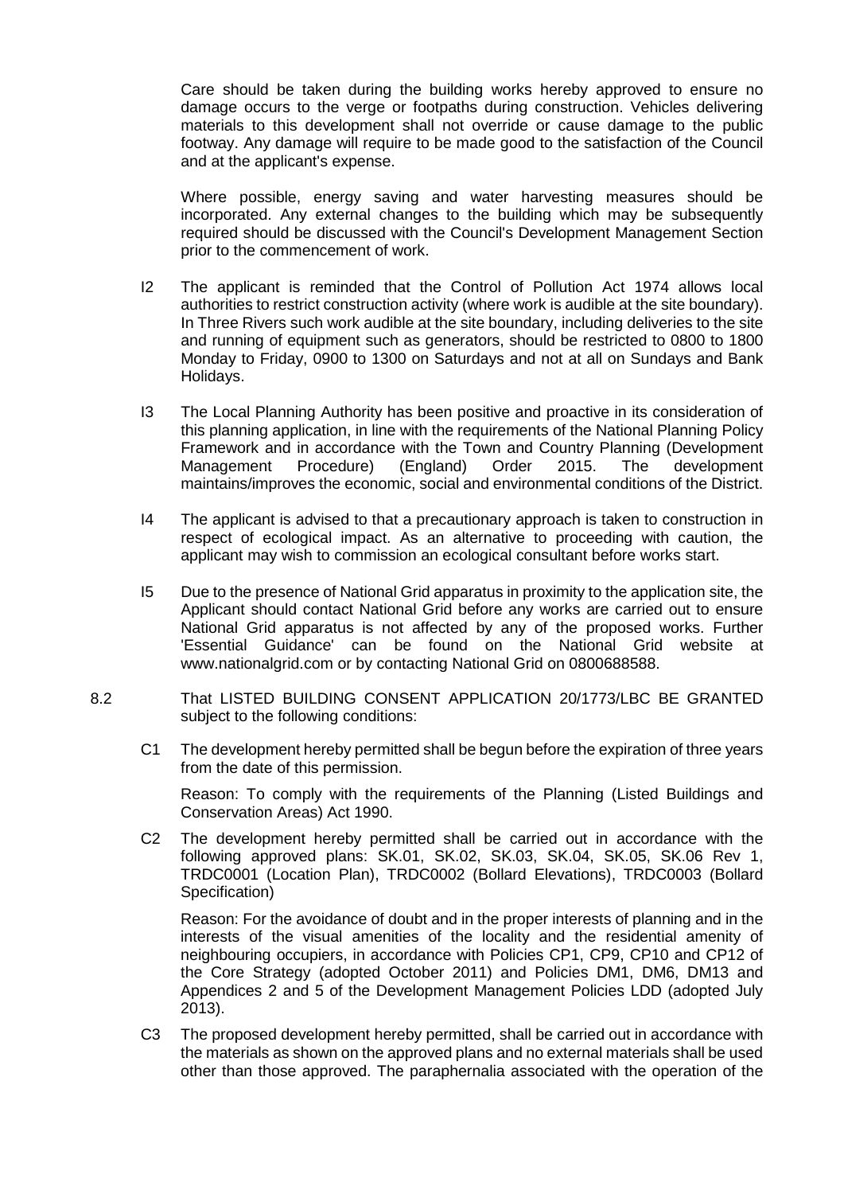Care should be taken during the building works hereby approved to ensure no damage occurs to the verge or footpaths during construction. Vehicles delivering materials to this development shall not override or cause damage to the public footway. Any damage will require to be made good to the satisfaction of the Council and at the applicant's expense.

Where possible, energy saving and water harvesting measures should be incorporated. Any external changes to the building which may be subsequently required should be discussed with the Council's Development Management Section prior to the commencement of work.

I2 The applicant is reminded that the Control of Pollution Act 1974 allows local authorities to restrict construction activity (where work is audible at the site boundary). In Three Rivers such work audible at the site boundary, including deliveries to the site and running of equipment such as generators, should be restricted to 0800 to 1800 Monday to Friday, 0900 to 1300 on Saturdays and not at all on Sundays and Bank Holidays.

I3 The Local Planning Authority has been positive and proactive in its consideration of this planning application, in line with the requirements of the National Planning Policy Framework and in accordance with the Town and Country Planning (Development Management Procedure) (England) Order 2015. The development maintains/improves the economic, social and environmental conditions of the District.

I4 The applicant is advised to that a precautionary approach is taken to construction in respect of ecological impact. As an alternative to proceeding with caution, the applicant may wish to commission an ecological consultant before works start.

I5 Due to the presence of National Grid apparatus in proximity to the application site, the Applicant should contact National Grid before any works are carried out to ensure National Grid apparatus is not affected by any of the proposed works. Further 'Essential Guidance' can be found on the National Grid website at www.nationalgrid.com or by contacting National Grid on 0800688588.

8.2 That LISTED BUILDING CONSENT APPLICATION 20/1773/LBC BE GRANTED subject to the following conditions:

C1 The development hereby permitted shall be begun before the expiration of three years from the date of this permission.

Reason: To comply with the requirements of the Planning (Listed Buildings and Conservation Areas) Act 1990.

C2 The development hereby permitted shall be carried out in accordance with the following approved plans: SK.01, SK.02, SK.03, SK.04, SK.05, SK.06 Rev 1, TRDC0001 (Location Plan), TRDC0002 (Bollard Elevations), TRDC0003 (Bollard Specification)

Reason: For the avoidance of doubt and in the proper interests of planning and in the interests of the visual amenities of the locality and the residential amenity of neighbouring occupiers, in accordance with Policies CP1, CP9, CP10 and CP12 of the Core Strategy (adopted October 2011) and Policies DM1, DM6, DM13 and Appendices 2 and 5 of the Development Management Policies LDD (adopted July 2013).

C3 The proposed development hereby permitted, shall be carried out in accordance with the materials as shown on the approved plans and no external materials shall be used other than those approved. The paraphernalia associated with the operation of the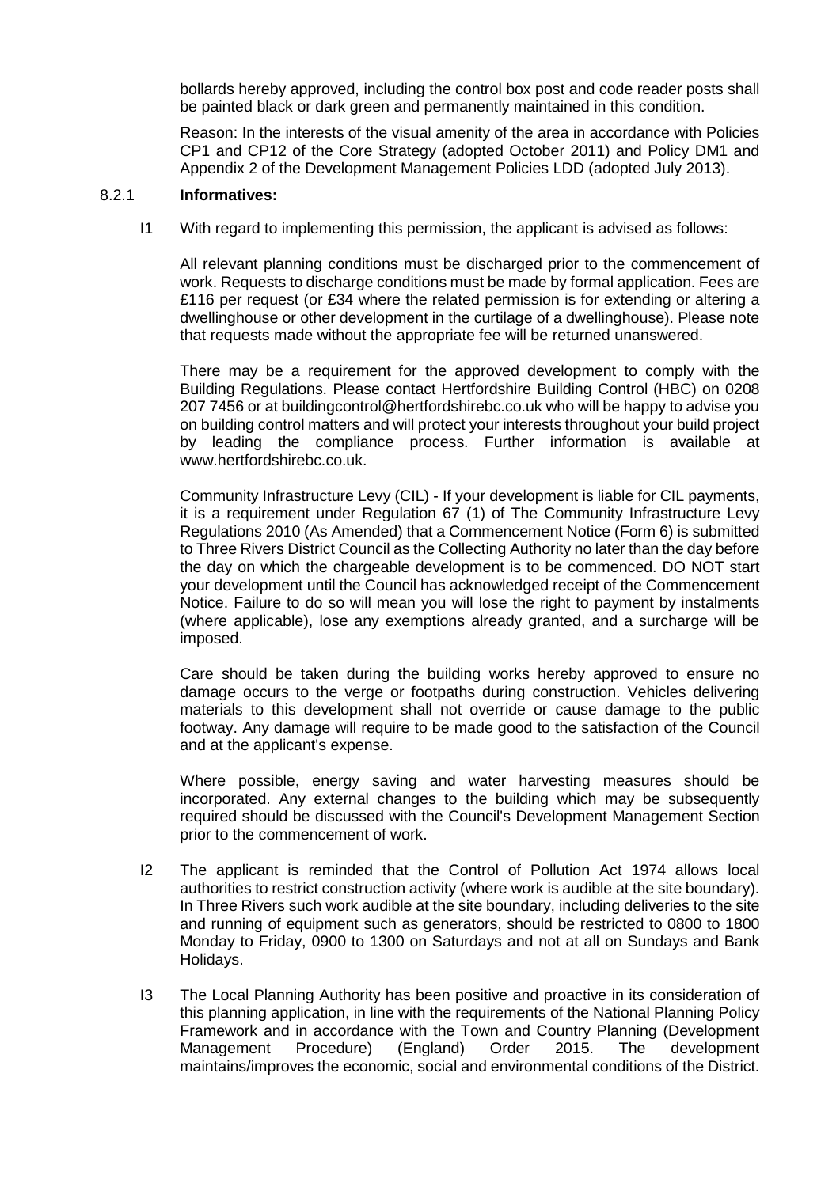bollards hereby approved, including the control box post and code reader posts shall be painted black or dark green and permanently maintained in this condition.

Reason: In the interests of the visual amenity of the area in accordance with Policies CP1 and CP12 of the Core Strategy (adopted October 2011) and Policy DM1 and Appendix 2 of the Development Management Policies LDD (adopted July 2013).

8.2.1 **Informatives:**

I1 With regard to implementing this permission, the applicant is advised as follows:

All relevant planning conditions must be discharged prior to the commencement of work. Requests to discharge conditions must be made by formal application. Fees are £116 per request (or £34 where the related permission is for extending or altering a dwellinghouse or other development in the curtilage of a dwellinghouse). Please note that requests made without the appropriate fee will be returned unanswered.

There may be a requirement for the approved development to comply with the Building Regulations. Please contact Hertfordshire Building Control (HBC) on 0208 207 7456 or at buildingcontrol@hertfordshirebc.co.uk who will be happy to advise you on building control matters and will protect your interests throughout your build project by leading the compliance process. Further information is available at www.hertfordshirebc.co.uk.

Community Infrastructure Levy (CIL) - If your development is liable for CIL payments, it is a requirement under Regulation 67 (1) of The Community Infrastructure Levy Regulations 2010 (As Amended) that a Commencement Notice (Form 6) is submitted to Three Rivers District Council as the Collecting Authority no later than the day before the day on which the chargeable development is to be commenced. DO NOT start your development until the Council has acknowledged receipt of the Commencement Notice. Failure to do so will mean you will lose the right to payment by instalments (where applicable), lose any exemptions already granted, and a surcharge will be imposed.

Care should be taken during the building works hereby approved to ensure no damage occurs to the verge or footpaths during construction. Vehicles delivering materials to this development shall not override or cause damage to the public footway. Any damage will require to be made good to the satisfaction of the Council and at the applicant's expense.

Where possible, energy saving and water harvesting measures should be incorporated. Any external changes to the building which may be subsequently required should be discussed with the Council's Development Management Section prior to the commencement of work.

I2 The applicant is reminded that the Control of Pollution Act 1974 allows local authorities to restrict construction activity (where work is audible at the site boundary). In Three Rivers such work audible at the site boundary, including deliveries to the site and running of equipment such as generators, should be restricted to 0800 to 1800 Monday to Friday, 0900 to 1300 on Saturdays and not at all on Sundays and Bank Holidays.

I3 The Local Planning Authority has been positive and proactive in its consideration of this planning application, in line with the requirements of the National Planning Policy Framework and in accordance with the Town and Country Planning (Development Management Procedure) (England) Order 2015. The development maintains/improves the economic, social and environmental conditions of the District.